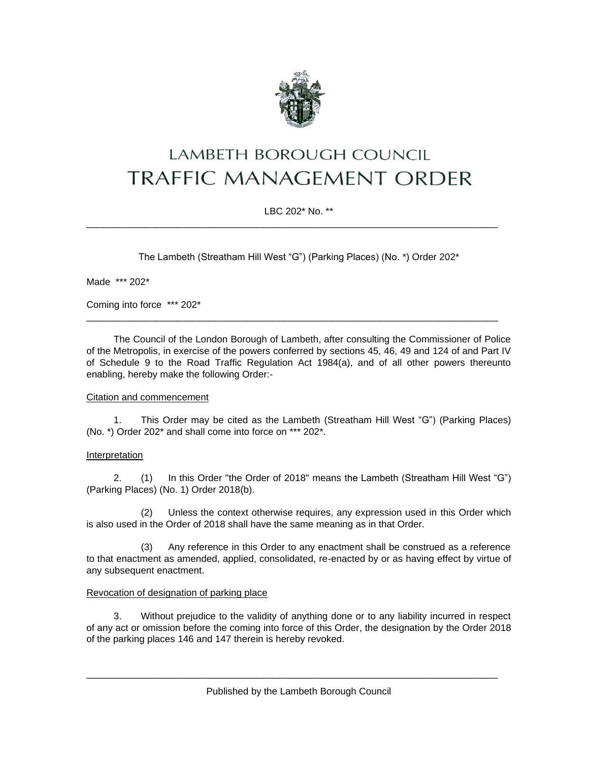# LAMBETH BOROUGH COUNCIL
# TRAFFIC MANAGEMENT ORDER

LBC 202* No. **

---

The Lambeth (Streatham Hill West “G”) (Parking Places) (No. *) Order 202*

Made *** 202*

Coming into force *** 202*

---

The Council of the London Borough of Lambeth, after consulting the Commissioner of Police of the Metropolis, in exercise of the powers conferred by sections 45, 46, 49 and 124 of and Part IV of Schedule 9 to the Road Traffic Regulation Act 1984(a), and of all other powers thereunto enabling, hereby make the following Order:-

Citation and commencement

1. This Order may be cited as the Lambeth (Streatham Hill West “G”) (Parking Places) (No. *) Order 202* and shall come into force on *** 202*.

Interpretation

2. (1) In this Order "the Order of 2018" means the Lambeth (Streatham Hill West “G”) (Parking Places) (No. 1) Order 2018(b).

(2) Unless the context otherwise requires, any expression used in this Order which is also used in the Order of 2018 shall have the same meaning as in that Order.

(3) Any reference in this Order to any enactment shall be construed as a reference to that enactment as amended, applied, consolidated, re-enacted by or as having effect by virtue of any subsequent enactment.

Revocation of designation of parking place

3. Without prejudice to the validity of anything done or to any liability incurred in respect of any act or omission before the coming into force of this Order, the designation by the Order 2018 of the parking places 146 and 147 therein is hereby revoked.

---

Published by the Lambeth Borough Council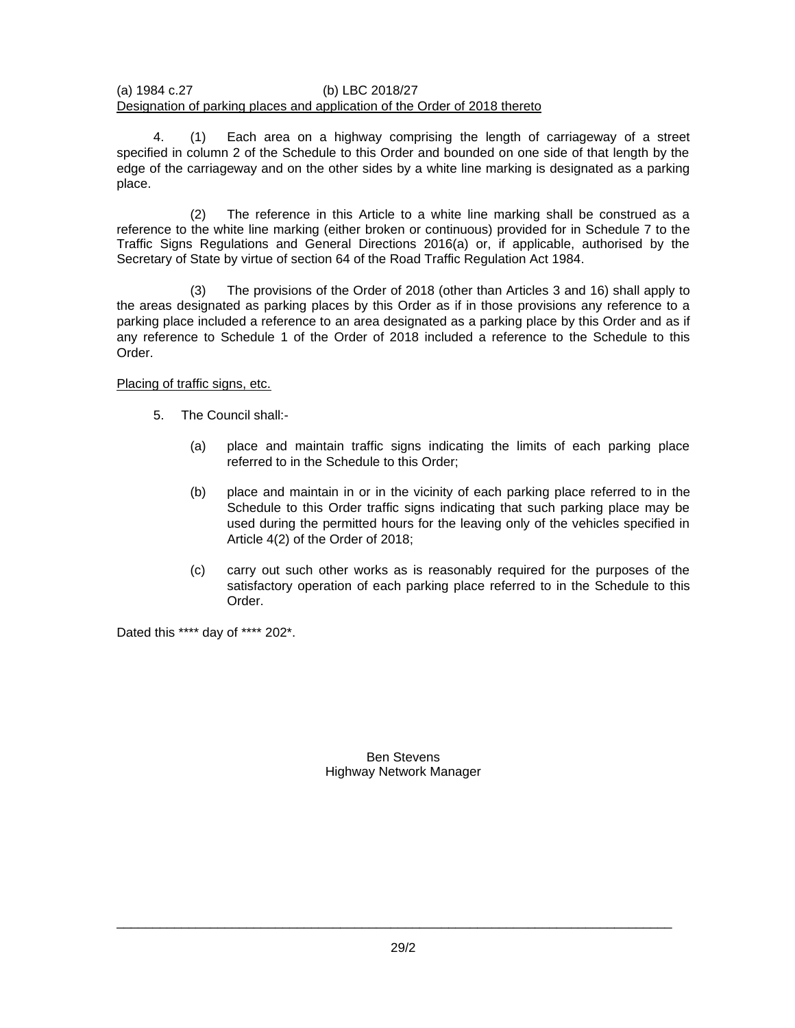(a) 1984 c.27 (b) LBC 2018/27

Designation of parking places and application of the Order of 2018 thereto

4. (1) Each area on a highway comprising the length of carriageway of a street specified in column 2 of the Schedule to this Order and bounded on one side of that length by the edge of the carriageway and on the other sides by a white line marking is designated as a parking place.

(2) The reference in this Article to a white line marking shall be construed as a reference to the white line marking (either broken or continuous) provided for in Schedule 7 to the Traffic Signs Regulations and General Directions 2016(a) or, if applicable, authorised by the Secretary of State by virtue of section 64 of the Road Traffic Regulation Act 1984.

(3) The provisions of the Order of 2018 (other than Articles 3 and 16) shall apply to the areas designated as parking places by this Order as if in those provisions any reference to a parking place included a reference to an area designated as a parking place by this Order and as if any reference to Schedule 1 of the Order of 2018 included a reference to the Schedule to this Order.

Placing of traffic signs, etc.

5. The Council shall:-

(a) place and maintain traffic signs indicating the limits of each parking place referred to in the Schedule to this Order;

(b) place and maintain in or in the vicinity of each parking place referred to in the Schedule to this Order traffic signs indicating that such parking place may be used during the permitted hours for the leaving only of the vehicles specified in Article 4(2) of the Order of 2018;

(c) carry out such other works as is reasonably required for the purposes of the satisfactory operation of each parking place referred to in the Schedule to this Order.

Dated this **** day of **** 202*.

Ben Stevens
Highway Network Manager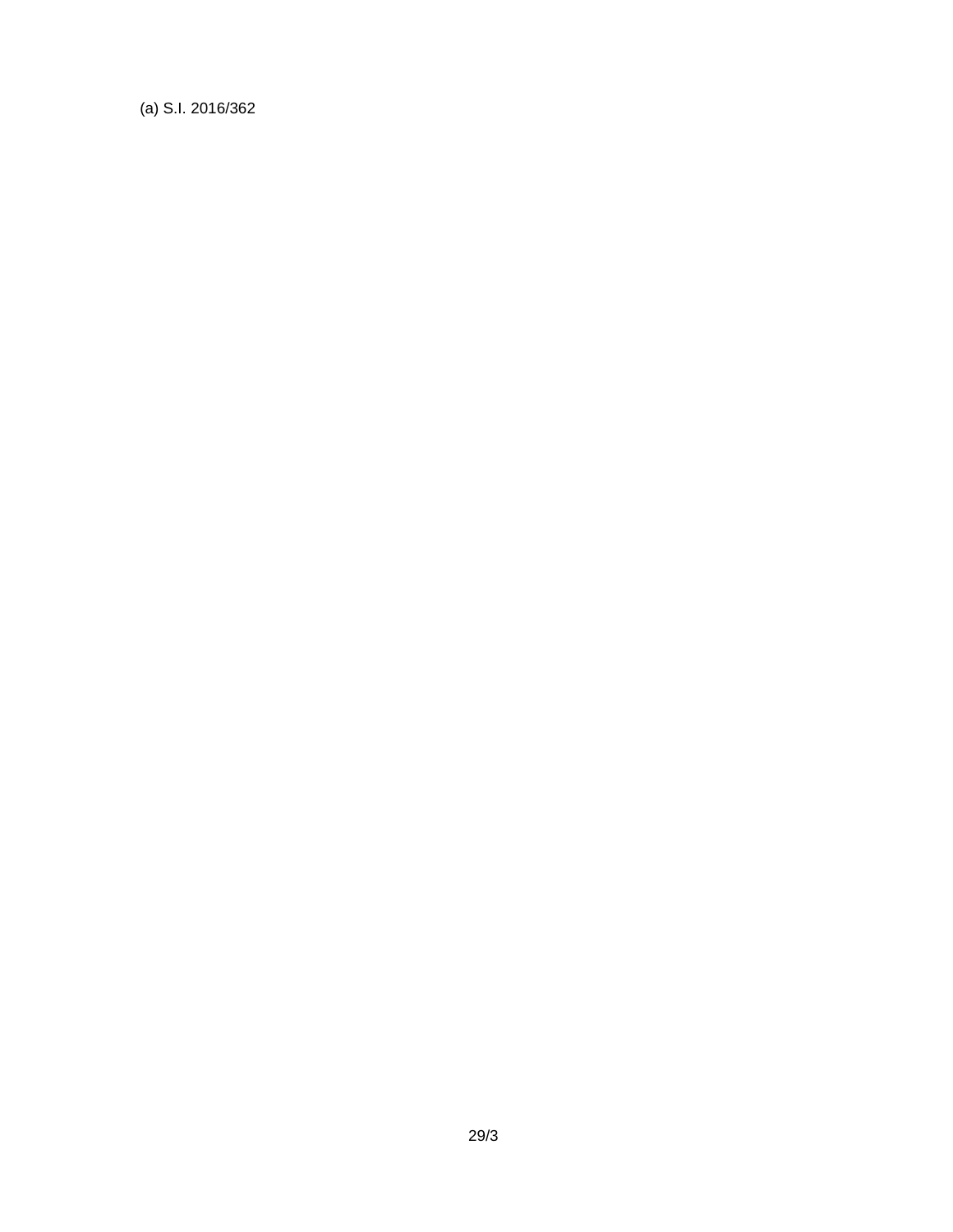(a) S.I. 2016/362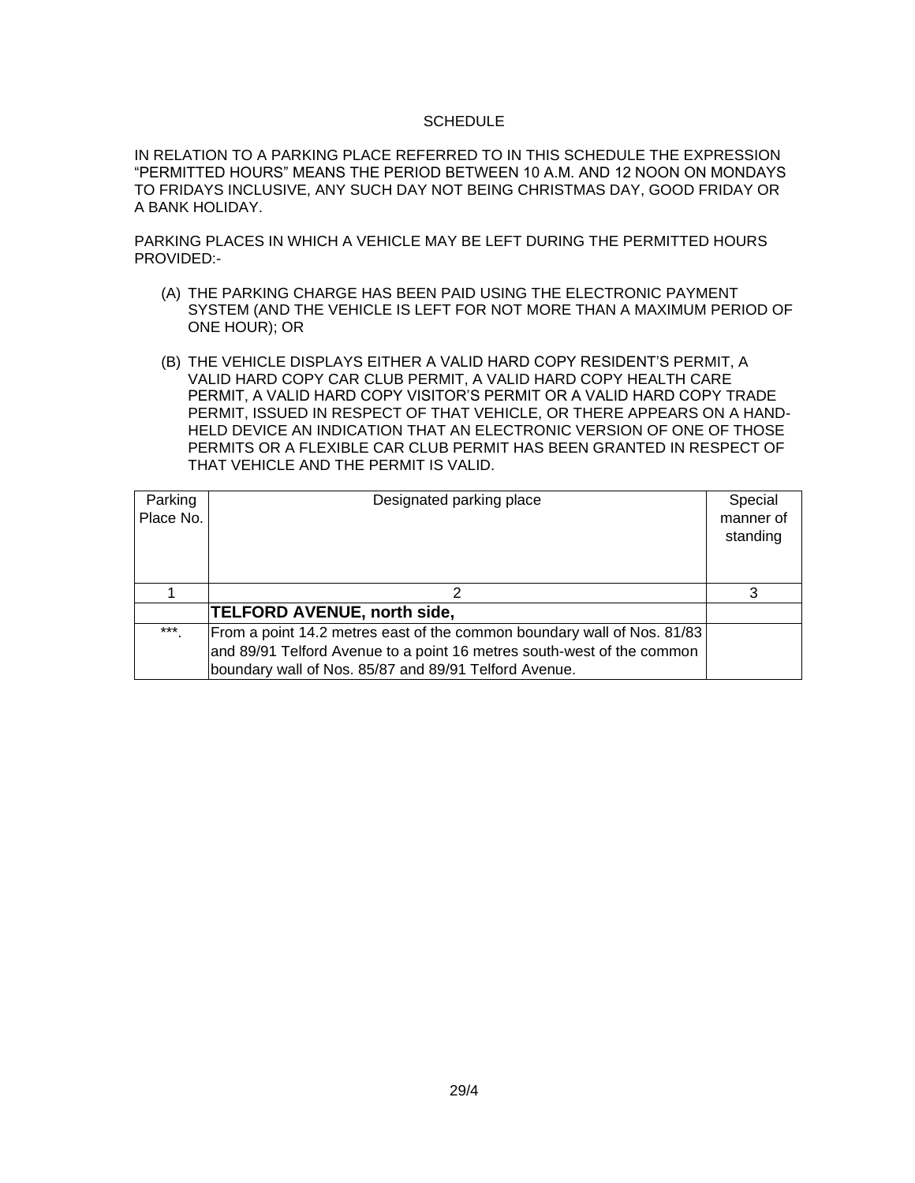SCHEDULE

IN RELATION TO A PARKING PLACE REFERRED TO IN THIS SCHEDULE THE EXPRESSION "PERMITTED HOURS" MEANS THE PERIOD BETWEEN 10 A.M. AND 12 NOON ON MONDAYS TO FRIDAYS INCLUSIVE, ANY SUCH DAY NOT BEING CHRISTMAS DAY, GOOD FRIDAY OR A BANK HOLIDAY.

PARKING PLACES IN WHICH A VEHICLE MAY BE LEFT DURING THE PERMITTED HOURS PROVIDED:-

(A) THE PARKING CHARGE HAS BEEN PAID USING THE ELECTRONIC PAYMENT SYSTEM (AND THE VEHICLE IS LEFT FOR NOT MORE THAN A MAXIMUM PERIOD OF ONE HOUR); OR

(B) THE VEHICLE DISPLAYS EITHER A VALID HARD COPY RESIDENT'S PERMIT, A VALID HARD COPY CAR CLUB PERMIT, A VALID HARD COPY HEALTH CARE PERMIT, A VALID HARD COPY VISITOR'S PERMIT OR A VALID HARD COPY TRADE PERMIT, ISSUED IN RESPECT OF THAT VEHICLE, OR THERE APPEARS ON A HAND-HELD DEVICE AN INDICATION THAT AN ELECTRONIC VERSION OF ONE OF THOSE PERMITS OR A FLEXIBLE CAR CLUB PERMIT HAS BEEN GRANTED IN RESPECT OF THAT VEHICLE AND THE PERMIT IS VALID.

| Parking Place No. | Designated parking place | Special manner of standing |
|---|---|---|
| 1 | 2 | 3 |
| | **TELFORD AVENUE, north side,** | |
| ***. | From a point 14.2 metres east of the common boundary wall of Nos. 81/83 and 89/91 Telford Avenue to a point 16 metres south-west of the common boundary wall of Nos. 85/87 and 89/91 Telford Avenue. | |